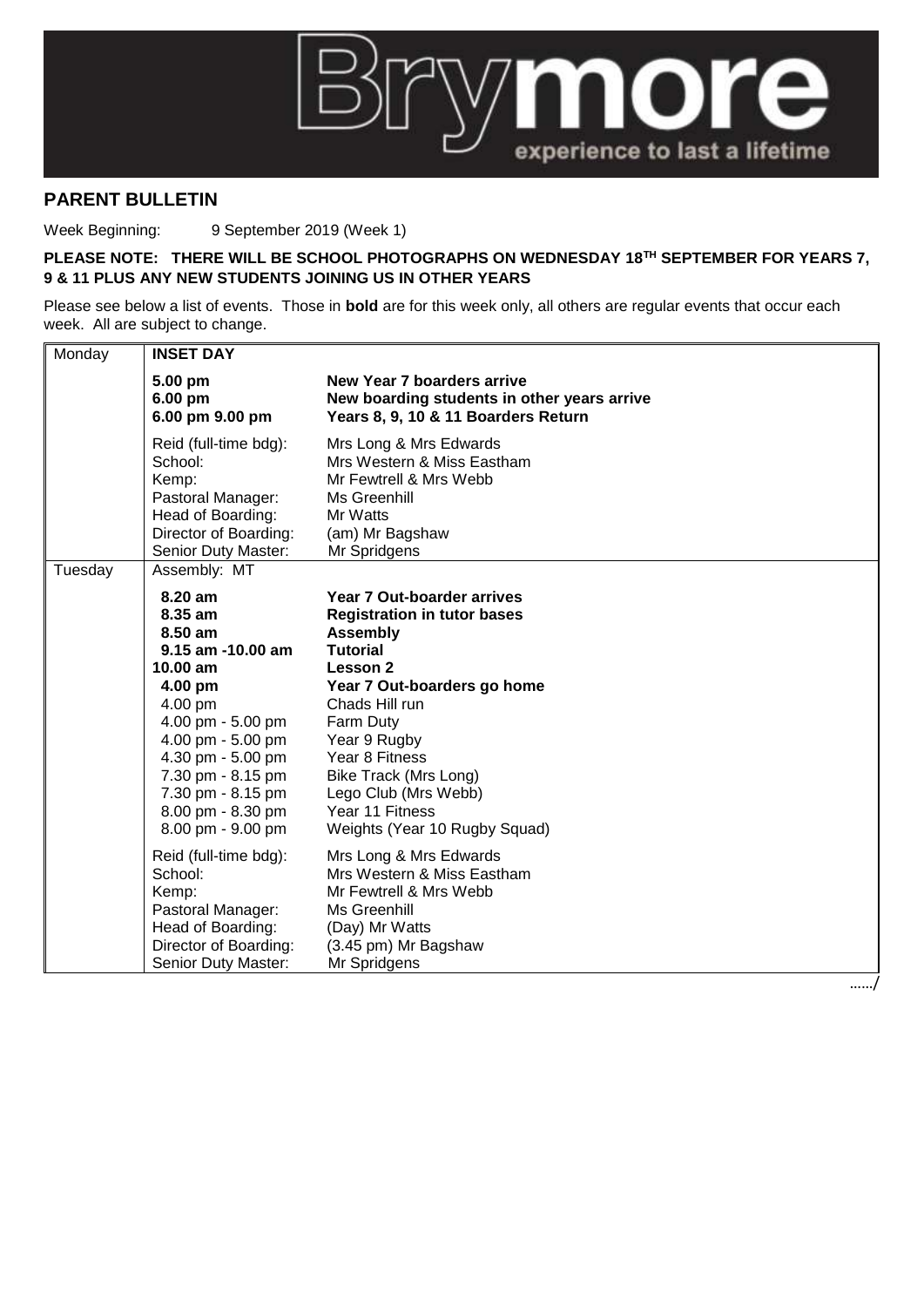# Brymore

experience to last a lifetime

## PARENT BULLETIN

Week Beginning: 9 September 2019 (Week 1)

**PLEASE NOTE: THERE WILL BE SCHOOL PHOTOGRAPHS ON WEDNESDAY 18TH SEPTEMBER FOR YEARS 7, 9 & 11 PLUS ANY NEW STUDENTS JOINING US IN OTHER YEARS**

Please see below a list of events. Those in **bold** are for this week only, all others are regular events that occur each week. All are subject to change.

| Day | Time / Role | Event / Staff |
|---|---|---|
| Monday | **INSET DAY** | |
| | **5.00 pm** | **New Year 7 boarders arrive** |
| | **6.00 pm** | **New boarding students in other years arrive** |
| | **6.00 pm 9.00 pm** | **Years 8, 9, 10 & 11 Boarders Return** |
| | Reid (full-time bdg): | Mrs Long & Mrs Edwards |
| | School: | Mrs Western & Miss Eastham |
| | Kemp: | Mr Fewtrell & Mrs Webb |
| | Pastoral Manager: | Ms Greenhill |
| | Head of Boarding: | Mr Watts |
| | Director of Boarding: | (am) Mr Bagshaw |
| | Senior Duty Master: | Mr Spridgens |
| Tuesday | Assembly: MT | |
| | **8.20 am** | **Year 7 Out-boarder arrives** |
| | **8.35 am** | **Registration in tutor bases** |
| | **8.50 am** | **Assembly** |
| | **9.15 am -10.00 am** | **Tutorial** |
| | **10.00 am** | **Lesson 2** |
| | **4.00 pm** | **Year 7 Out-boarders go home** |
| | 4.00 pm | Chads Hill run |
| | 4.00 pm - 5.00 pm | Farm Duty |
| | 4.00 pm - 5.00 pm | Year 9 Rugby |
| | 4.30 pm - 5.00 pm | Year 8 Fitness |
| | 7.30 pm - 8.15 pm | Bike Track (Mrs Long) |
| | 7.30 pm - 8.15 pm | Lego Club (Mrs Webb) |
| | 8.00 pm - 8.30 pm | Year 11 Fitness |
| | 8.00 pm - 9.00 pm | Weights (Year 10 Rugby Squad) |
| | Reid (full-time bdg): | Mrs Long & Mrs Edwards |
| | School: | Mrs Western & Miss Eastham |
| | Kemp: | Mr Fewtrell & Mrs Webb |
| | Pastoral Manager: | Ms Greenhill |
| | Head of Boarding: | (Day) Mr Watts |
| | Director of Boarding: | (3.45 pm) Mr Bagshaw |
| | Senior Duty Master: | Mr Spridgens |

……/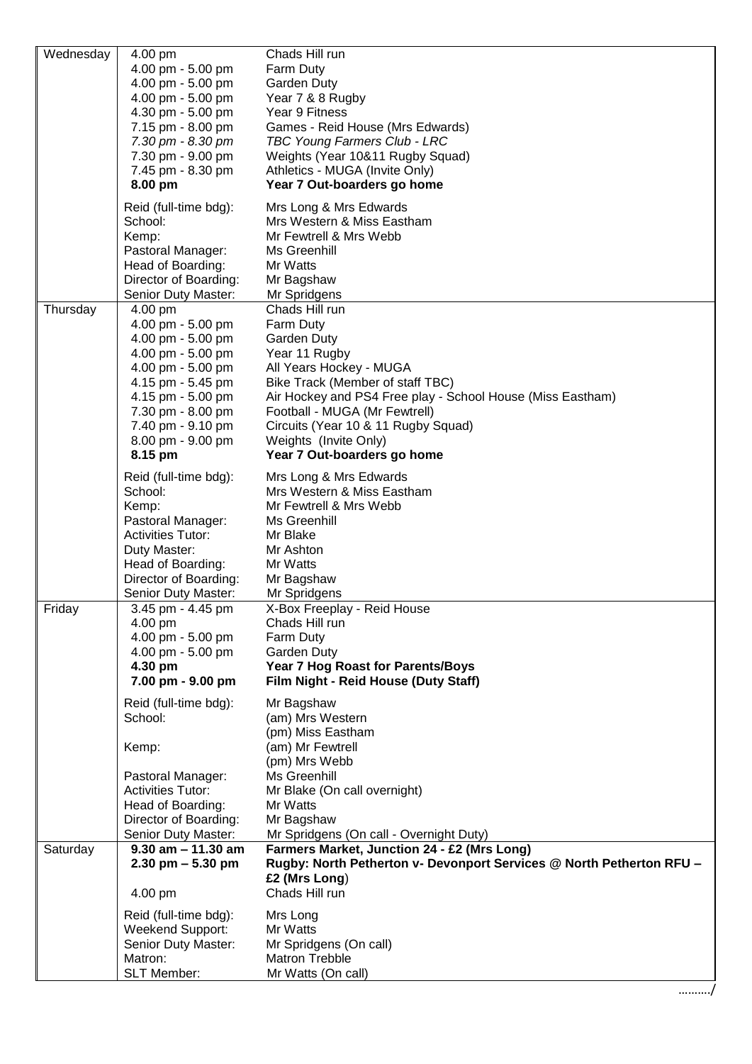| Day | Time / Role | Activity / Staff |
|---|---|---|
| Wednesday | 4.00 pm | Chads Hill run |
| | 4.00 pm - 5.00 pm | Farm Duty |
| | 4.00 pm - 5.00 pm | Garden Duty |
| | 4.00 pm - 5.00 pm | Year 7 & 8 Rugby |
| | 4.30 pm - 5.00 pm | Year 9 Fitness |
| | 7.15 pm - 8.00 pm | Games - Reid House (Mrs Edwards) |
| | *7.30 pm - 8.30 pm* | *TBC Young Farmers Club - LRC* |
| | 7.30 pm - 9.00 pm | Weights (Year 10&11 Rugby Squad) |
| | 7.45 pm - 8.30 pm | Athletics - MUGA (Invite Only) |
| | **8.00 pm** | **Year 7 Out-boarders go home** |
| | Reid (full-time bdg): | Mrs Long & Mrs Edwards |
| | School: | Mrs Western & Miss Eastham |
| | Kemp: | Mr Fewtrell & Mrs Webb |
| | Pastoral Manager: | Ms Greenhill |
| | Head of Boarding: | Mr Watts |
| | Director of Boarding: | Mr Bagshaw |
| | Senior Duty Master: | Mr Spridgens |
| Thursday | 4.00 pm | Chads Hill run |
| | 4.00 pm - 5.00 pm | Farm Duty |
| | 4.00 pm - 5.00 pm | Garden Duty |
| | 4.00 pm - 5.00 pm | Year 11 Rugby |
| | 4.00 pm - 5.00 pm | All Years Hockey - MUGA |
| | 4.15 pm - 5.45 pm | Bike Track (Member of staff TBC) |
| | 4.15 pm - 5.00 pm | Air Hockey and PS4 Free play - School House (Miss Eastham) |
| | 7.30 pm - 8.00 pm | Football - MUGA (Mr Fewtrell) |
| | 7.40 pm - 9.10 pm | Circuits (Year 10 & 11 Rugby Squad) |
| | 8.00 pm - 9.00 pm | Weights (Invite Only) |
| | **8.15 pm** | **Year 7 Out-boarders go home** |
| | Reid (full-time bdg): | Mrs Long & Mrs Edwards |
| | School: | Mrs Western & Miss Eastham |
| | Kemp: | Mr Fewtrell & Mrs Webb |
| | Pastoral Manager: | Ms Greenhill |
| | Activities Tutor: | Mr Blake |
| | Duty Master: | Mr Ashton |
| | Head of Boarding: | Mr Watts |
| | Director of Boarding: | Mr Bagshaw |
| | Senior Duty Master: | Mr Spridgens |
| Friday | 3.45 pm - 4.45 pm | X-Box Freeplay - Reid House |
| | 4.00 pm | Chads Hill run |
| | 4.00 pm - 5.00 pm | Farm Duty |
| | 4.00 pm - 5.00 pm | Garden Duty |
| | **4.30 pm** | **Year 7 Hog Roast for Parents/Boys** |
| | **7.00 pm - 9.00 pm** | **Film Night - Reid House (Duty Staff)** |
| | Reid (full-time bdg): | Mr Bagshaw |
| | School: | (am) Mrs Western<br>(pm) Miss Eastham |
| | Kemp: | (am) Mr Fewtrell<br>(pm) Mrs Webb |
| | Pastoral Manager: | Ms Greenhill |
| | Activities Tutor: | Mr Blake (On call overnight) |
| | Head of Boarding: | Mr Watts |
| | Director of Boarding: | Mr Bagshaw |
| | Senior Duty Master: | Mr Spridgens (On call - Overnight Duty) |
| Saturday | **9.30 am – 11.30 am** | **Farmers Market, Junction 24 - £2 (Mrs Long)** |
| | **2.30 pm – 5.30 pm** | **Rugby: North Petherton v- Devonport Services @ North Petherton RFU – £2 (Mrs Long)** |
| | 4.00 pm | Chads Hill run |
| | Reid (full-time bdg): | Mrs Long |
| | Weekend Support: | Mr Watts |
| | Senior Duty Master: | Mr Spridgens (On call) |
| | Matron: | Matron Trebble |
| | SLT Member: | Mr Watts (On call) |

………./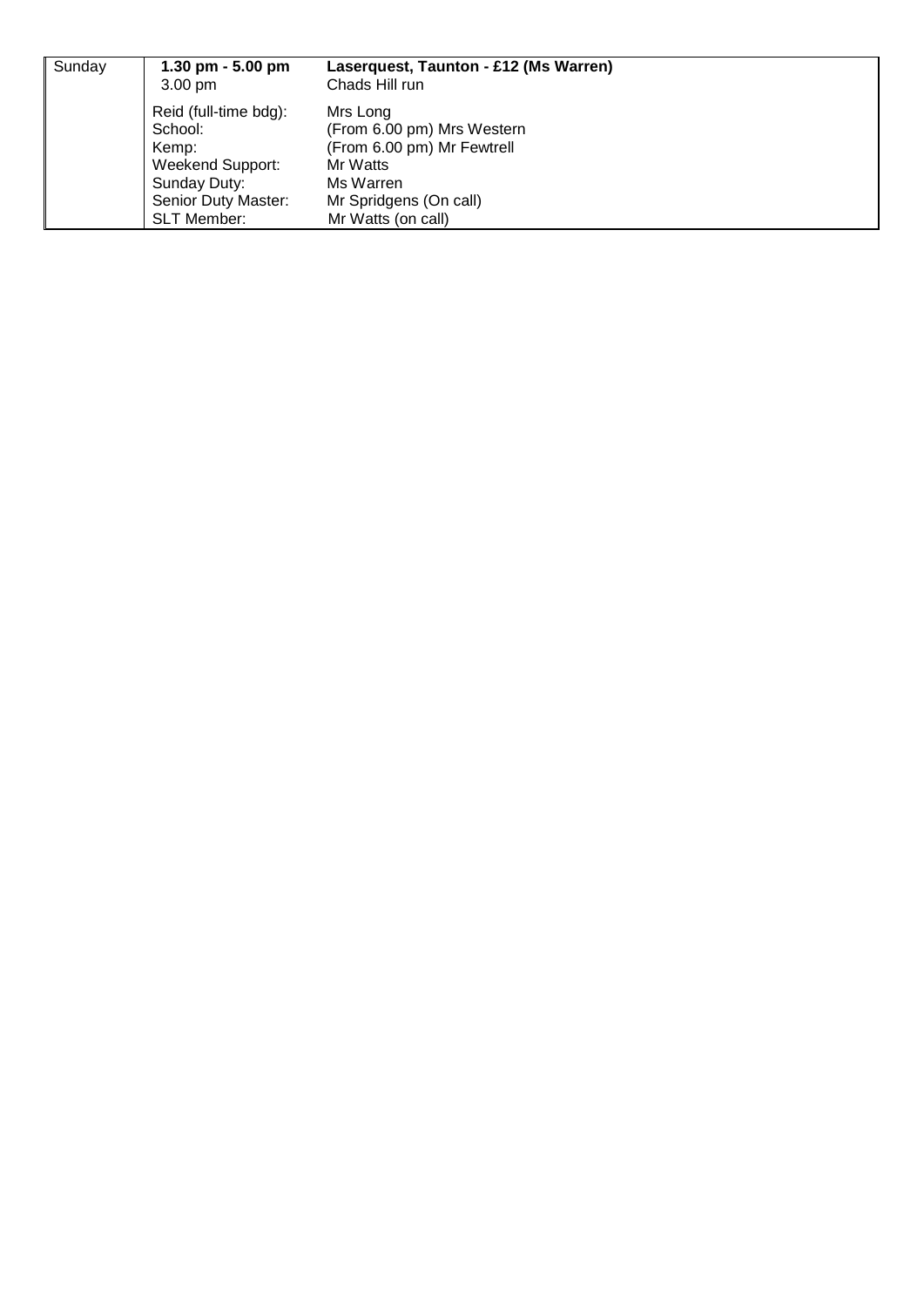| | | |
|---|---|---|
| Sunday | **1.30 pm - 5.00 pm**<br>3.00 pm | **Laserquest, Taunton - £12 (Ms Warren)**<br>Chads Hill run |
| | Reid (full-time bdg):<br>School:<br>Kemp:<br>Weekend Support:<br>Sunday Duty:<br>Senior Duty Master:<br>SLT Member: | Mrs Long<br>(From 6.00 pm) Mrs Western<br>(From 6.00 pm) Mr Fewtrell<br>Mr Watts<br>Ms Warren<br>Mr Spridgens (On call)<br>Mr Watts (on call) |